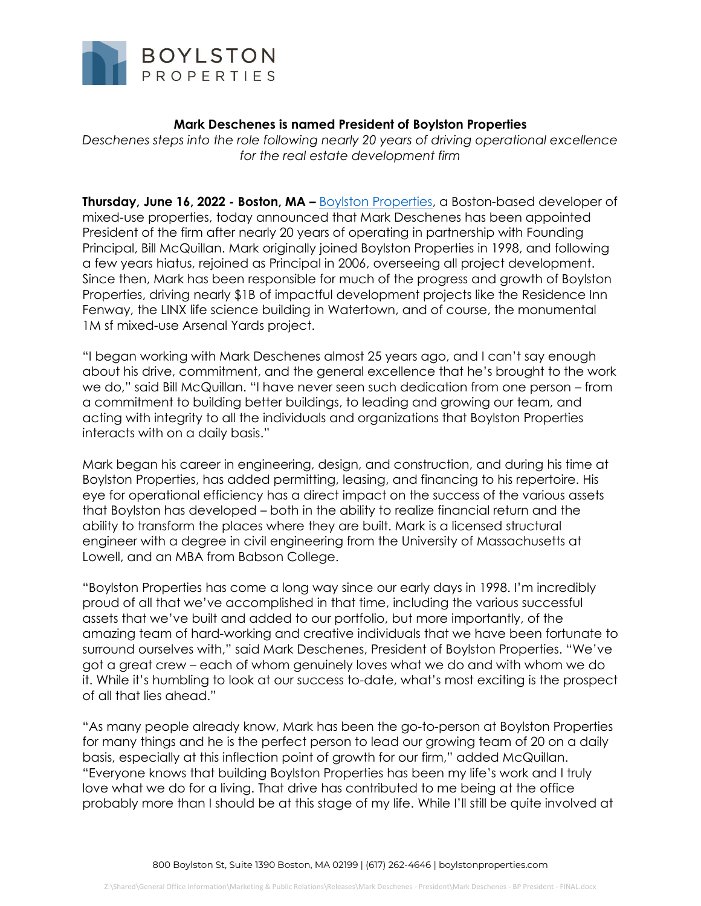BOYLSTON PROPERTIES

**Mark Deschenes is named President of Boylston Properties**

*Deschenes steps into the role following nearly 20 years of driving operational excellence for the real estate development firm*

**Thursday, June 16, 2022 - Boston, MA –** Boylston Properties, a Boston-based developer of mixed-use properties, today announced that Mark Deschenes has been appointed President of the firm after nearly 20 years of operating in partnership with Founding Principal, Bill McQuillan. Mark originally joined Boylston Properties in 1998, and following a few years hiatus, rejoined as Principal in 2006, overseeing all project development. Since then, Mark has been responsible for much of the progress and growth of Boylston Properties, driving nearly $1B of impactful development projects like the Residence Inn Fenway, the LINX life science building in Watertown, and of course, the monumental 1M sf mixed-use Arsenal Yards project.

"I began working with Mark Deschenes almost 25 years ago, and I can't say enough about his drive, commitment, and the general excellence that he's brought to the work we do," said Bill McQuillan. "I have never seen such dedication from one person – from a commitment to building better buildings, to leading and growing our team, and acting with integrity to all the individuals and organizations that Boylston Properties interacts with on a daily basis."

Mark began his career in engineering, design, and construction, and during his time at Boylston Properties, has added permitting, leasing, and financing to his repertoire. His eye for operational efficiency has a direct impact on the success of the various assets that Boylston has developed – both in the ability to realize financial return and the ability to transform the places where they are built. Mark is a licensed structural engineer with a degree in civil engineering from the University of Massachusetts at Lowell, and an MBA from Babson College.

"Boylston Properties has come a long way since our early days in 1998. I'm incredibly proud of all that we've accomplished in that time, including the various successful assets that we've built and added to our portfolio, but more importantly, of the amazing team of hard-working and creative individuals that we have been fortunate to surround ourselves with," said Mark Deschenes, President of Boylston Properties. "We've got a great crew – each of whom genuinely loves what we do and with whom we do it. While it's humbling to look at our success to-date, what's most exciting is the prospect of all that lies ahead."

"As many people already know, Mark has been the go-to-person at Boylston Properties for many things and he is the perfect person to lead our growing team of 20 on a daily basis, especially at this inflection point of growth for our firm," added McQuillan. "Everyone knows that building Boylston Properties has been my life's work and I truly love what we do for a living. That drive has contributed to me being at the office probably more than I should be at this stage of my life. While I'll still be quite involved at

800 Boylston St, Suite 1390 Boston, MA 02199 | (617) 262-4646 | boylstonproperties.com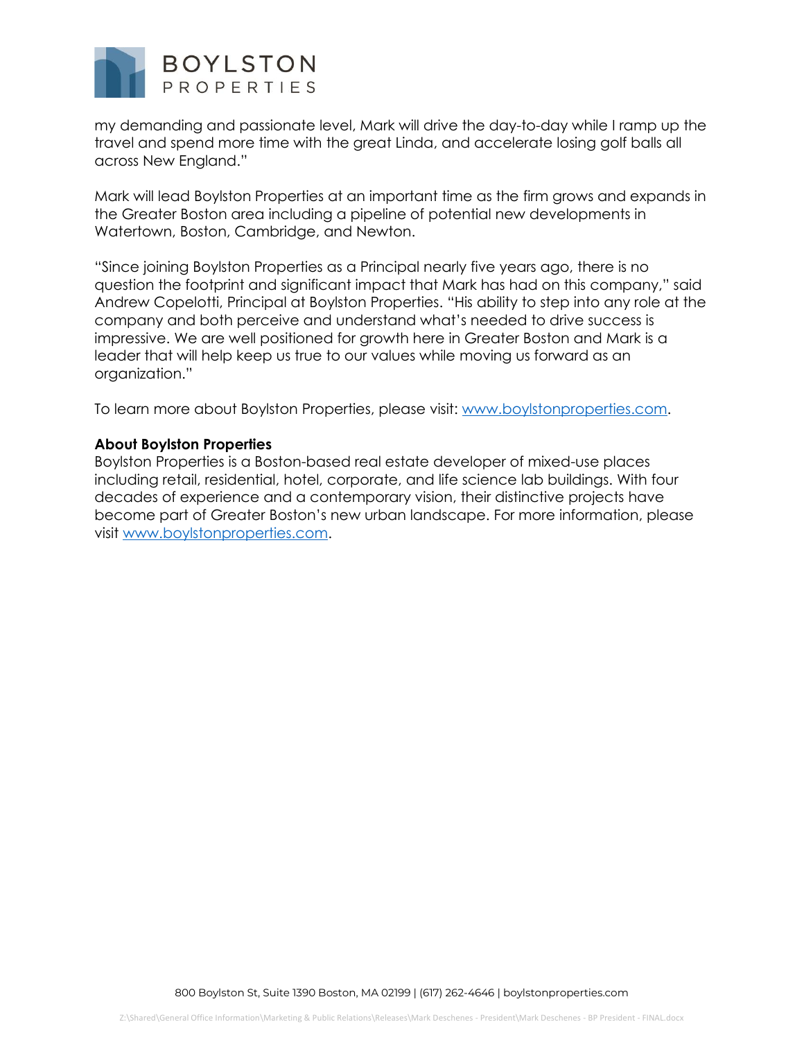my demanding and passionate level, Mark will drive the day-to-day while I ramp up the travel and spend more time with the great Linda, and accelerate losing golf balls all across New England."

Mark will lead Boylston Properties at an important time as the firm grows and expands in the Greater Boston area including a pipeline of potential new developments in Watertown, Boston, Cambridge, and Newton.

"Since joining Boylston Properties as a Principal nearly five years ago, there is no question the footprint and significant impact that Mark has had on this company," said Andrew Copelotti, Principal at Boylston Properties. "His ability to step into any role at the company and both perceive and understand what's needed to drive success is impressive. We are well positioned for growth here in Greater Boston and Mark is a leader that will help keep us true to our values while moving us forward as an organization."

To learn more about Boylston Properties, please visit: [www.boylstonproperties.com](http://www.boylstonproperties.com).

**About Boylston Properties**
Boylston Properties is a Boston-based real estate developer of mixed-use places including retail, residential, hotel, corporate, and life science lab buildings. With four decades of experience and a contemporary vision, their distinctive projects have become part of Greater Boston's new urban landscape. For more information, please visit [www.boylstonproperties.com](http://www.boylstonproperties.com).